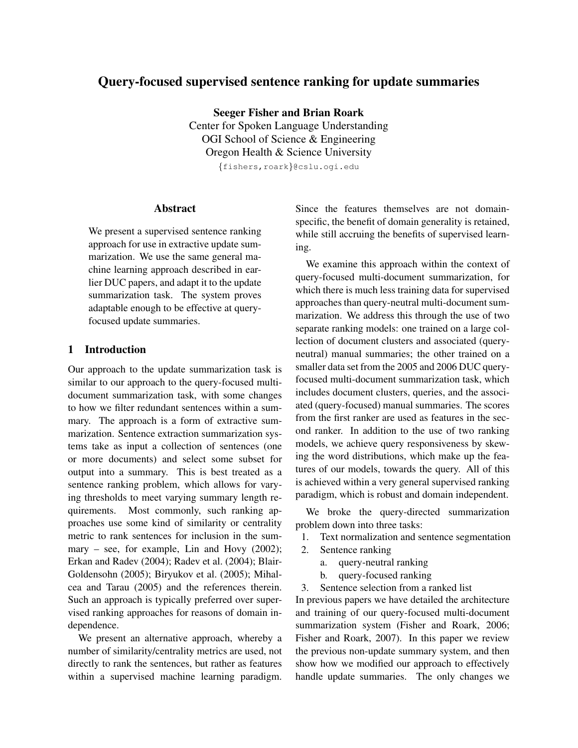# Query-focused supervised sentence ranking for update summaries

**Seeger Fisher and Brian Roark**
Center for Spoken Language Understanding
OGI School of Science & Engineering
Oregon Health & Science University
{fishers,roark}@cslu.ogi.edu

## Abstract

We present a supervised sentence ranking approach for use in extractive update summarization. We use the same general machine learning approach described in earlier DUC papers, and adapt it to the update summarization task. The system proves adaptable enough to be effective at query-focused update summaries.

## 1 Introduction

Our approach to the update summarization task is similar to our approach to the query-focused multi-document summarization task, with some changes to how we filter redundant sentences within a summary. The approach is a form of extractive summarization. Sentence extraction summarization systems take as input a collection of sentences (one or more documents) and select some subset for output into a summary. This is best treated as a sentence ranking problem, which allows for varying thresholds to meet varying summary length requirements. Most commonly, such ranking approaches use some kind of similarity or centrality metric to rank sentences for inclusion in the summary – see, for example, Lin and Hovy (2002); Erkan and Radev (2004); Radev et al. (2004); Blair-Goldensohn (2005); Biryukov et al. (2005); Mihalcea and Tarau (2005) and the references therein. Such an approach is typically preferred over supervised ranking approaches for reasons of domain independence.

We present an alternative approach, whereby a number of similarity/centrality metrics are used, not directly to rank the sentences, but rather as features within a supervised machine learning paradigm. Since the features themselves are not domain-specific, the benefit of domain generality is retained, while still accruing the benefits of supervised learning.

We examine this approach within the context of query-focused multi-document summarization, for which there is much less training data for supervised approaches than query-neutral multi-document summarization. We address this through the use of two separate ranking models: one trained on a large collection of document clusters and associated (query-neutral) manual summaries; the other trained on a smaller data set from the 2005 and 2006 DUC query-focused multi-document summarization task, which includes document clusters, queries, and the associated (query-focused) manual summaries. The scores from the first ranker are used as features in the second ranker. In addition to the use of two ranking models, we achieve query responsiveness by skewing the word distributions, which make up the features of our models, towards the query. All of this is achieved within a very general supervised ranking paradigm, which is robust and domain independent.

We broke the query-directed summarization problem down into three tasks:

1. Text normalization and sentence segmentation
2. Sentence ranking
   a. query-neutral ranking
   b. query-focused ranking
3. Sentence selection from a ranked list

In previous papers we have detailed the architecture and training of our query-focused multi-document summarization system (Fisher and Roark, 2006; Fisher and Roark, 2007). In this paper we review the previous non-update summary system, and then show how we modified our approach to effectively handle update summaries. The only changes we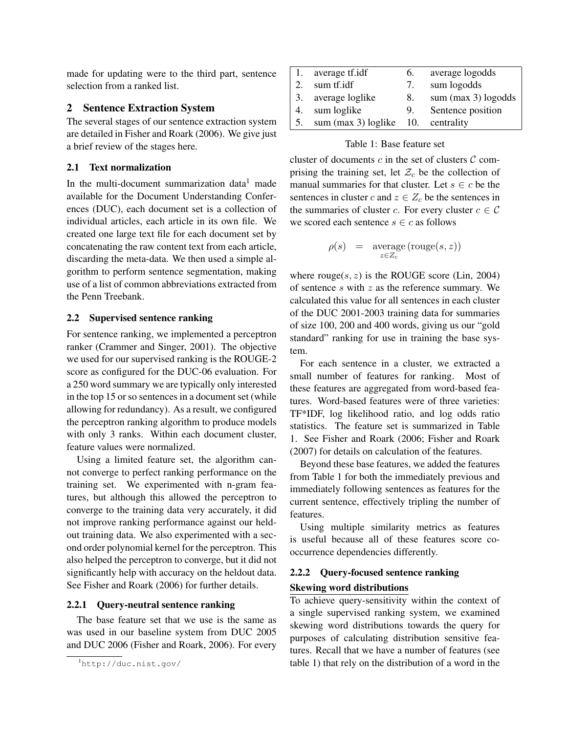made for updating were to the third part, sentence selection from a ranked list.

## 2 Sentence Extraction System

The several stages of our sentence extraction system are detailed in Fisher and Roark (2006). We give just a brief review of the stages here.

### 2.1 Text normalization

In the multi-document summarization data[1] made available for the Document Understanding Conferences (DUC), each document set is a collection of individual articles, each article in its own file. We created one large text file for each document set by concatenating the raw content text from each article, discarding the meta-data. We then used a simple algorithm to perform sentence segmentation, making use of a list of common abbreviations extracted from the Penn Treebank.

### 2.2 Supervised sentence ranking

For sentence ranking, we implemented a perceptron ranker (Crammer and Singer, 2001). The objective we used for our supervised ranking is the ROUGE-2 score as configured for the DUC-06 evaluation. For a 250 word summary we are typically only interested in the top 15 or so sentences in a document set (while allowing for redundancy). As a result, we configured the perceptron ranking algorithm to produce models with only 3 ranks. Within each document cluster, feature values were normalized.

Using a limited feature set, the algorithm cannot converge to perfect ranking performance on the training set. We experimented with n-gram features, but although this allowed the perceptron to converge to the training data very accurately, it did not improve ranking performance against our held-out training data. We also experimented with a second order polynomial kernel for the perceptron. This also helped the perceptron to converge, but it did not significantly help with accuracy on the heldout data. See Fisher and Roark (2006) for further details.

#### 2.2.1 Query-neutral sentence ranking

The base feature set that we use is the same as was used in our baseline system from DUC 2005 and DUC 2006 (Fisher and Roark, 2006). For every cluster of documents $c$ in the set of clusters $\mathcal{C}$ comprising the training set, let $\mathcal{Z}_c$ be the collection of manual summaries for that cluster. Let $s \in c$ be the sentences in cluster $c$ and $z \in Z_c$ be the sentences in the summaries of cluster $c$. For every cluster $c \in \mathcal{C}$ we scored each sentence $s \in c$ as follows

$$\rho(s) \quad = \quad \underset{z \in Z_c}{\text{average}}\left(\text{rouge}(s, z)\right)$$

where rouge$(s, z)$ is the ROUGE score (Lin, 2004) of sentence $s$ with $z$ as the reference summary. We calculated this value for all sentences in each cluster of the DUC 2001-2003 training data for summaries of size 100, 200 and 400 words, giving us our "gold standard" ranking for use in training the base system.

| | | | |
|---|---|---|---|
| 1. | average tf.idf | 6. | average logodds |
| 2. | sum tf.idf | 7. | sum logodds |
| 3. | average loglike | 8. | sum (max 3) logodds |
| 4. | sum loglike | 9. | Sentence position |
| 5. | sum (max 3) loglike | 10. | centrality |

Table 1: Base feature set

For each sentence in a cluster, we extracted a small number of features for ranking. Most of these features are aggregated from word-based features. Word-based features were of three varieties: TF*IDF, log likelihood ratio, and log odds ratio statistics. The feature set is summarized in Table 1. See Fisher and Roark (2006; Fisher and Roark (2007) for details on calculation of the features.

Beyond these base features, we added the features from Table 1 for both the immediately previous and immediately following sentences as features for the current sentence, effectively tripling the number of features.

Using multiple similarity metrics as features is useful because all of these features score co-occurrence dependencies differently.

#### 2.2.2 Query-focused sentence ranking

**Skewing word distributions**

To achieve query-sensitivity within the context of a single supervised ranking system, we examined skewing word distributions towards the query for purposes of calculating distribution sensitive features. Recall that we have a number of features (see table 1) that rely on the distribution of a word in the

[1] http://duc.nist.gov/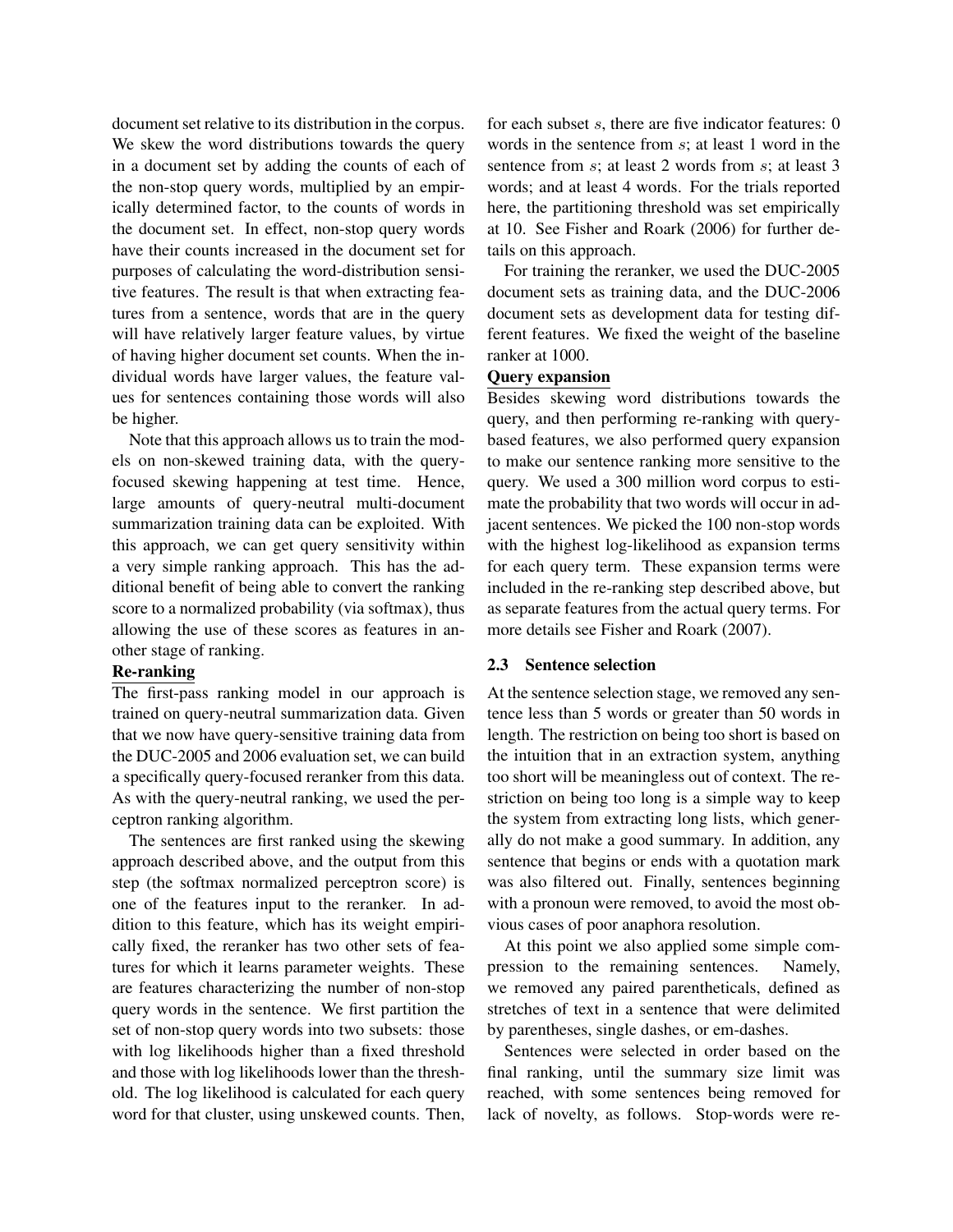document set relative to its distribution in the corpus. We skew the word distributions towards the query in a document set by adding the counts of each of the non-stop query words, multiplied by an empirically determined factor, to the counts of words in the document set. In effect, non-stop query words have their counts increased in the document set for purposes of calculating the word-distribution sensitive features. The result is that when extracting features from a sentence, words that are in the query will have relatively larger feature values, by virtue of having higher document set counts. When the individual words have larger values, the feature values for sentences containing those words will also be higher.

Note that this approach allows us to train the models on non-skewed training data, with the query-focused skewing happening at test time. Hence, large amounts of query-neutral multi-document summarization training data can be exploited. With this approach, we can get query sensitivity within a very simple ranking approach. This has the additional benefit of being able to convert the ranking score to a normalized probability (via softmax), thus allowing the use of these scores as features in another stage of ranking.

**Re-ranking**

The first-pass ranking model in our approach is trained on query-neutral summarization data. Given that we now have query-sensitive training data from the DUC-2005 and 2006 evaluation set, we can build a specifically query-focused reranker from this data. As with the query-neutral ranking, we used the perceptron ranking algorithm.

The sentences are first ranked using the skewing approach described above, and the output from this step (the softmax normalized perceptron score) is one of the features input to the reranker. In addition to this feature, which has its weight empirically fixed, the reranker has two other sets of features for which it learns parameter weights. These are features characterizing the number of non-stop query words in the sentence. We first partition the set of non-stop query words into two subsets: those with log likelihoods higher than a fixed threshold and those with log likelihoods lower than the threshold. The log likelihood is calculated for each query word for that cluster, using unskewed counts. Then, for each subset $s$, there are five indicator features: 0 words in the sentence from $s$; at least 1 word in the sentence from $s$; at least 2 words from $s$; at least 3 words; and at least 4 words. For the trials reported here, the partitioning threshold was set empirically at 10. See Fisher and Roark (2006) for further details on this approach.

For training the reranker, we used the DUC-2005 document sets as training data, and the DUC-2006 document sets as development data for testing different features. We fixed the weight of the baseline ranker at 1000.

**Query expansion**

Besides skewing word distributions towards the query, and then performing re-ranking with query-based features, we also performed query expansion to make our sentence ranking more sensitive to the query. We used a 300 million word corpus to estimate the probability that two words will occur in adjacent sentences. We picked the 100 non-stop words with the highest log-likelihood as expansion terms for each query term. These expansion terms were included in the re-ranking step described above, but as separate features from the actual query terms. For more details see Fisher and Roark (2007).

### 2.3 Sentence selection

At the sentence selection stage, we removed any sentence less than 5 words or greater than 50 words in length. The restriction on being too short is based on the intuition that in an extraction system, anything too short will be meaningless out of context. The restriction on being too long is a simple way to keep the system from extracting long lists, which generally do not make a good summary. In addition, any sentence that begins or ends with a quotation mark was also filtered out. Finally, sentences beginning with a pronoun were removed, to avoid the most obvious cases of poor anaphora resolution.

At this point we also applied some simple compression to the remaining sentences. Namely, we removed any paired parentheticals, defined as stretches of text in a sentence that were delimited by parentheses, single dashes, or em-dashes.

Sentences were selected in order based on the final ranking, until the summary size limit was reached, with some sentences being removed for lack of novelty, as follows. Stop-words were re-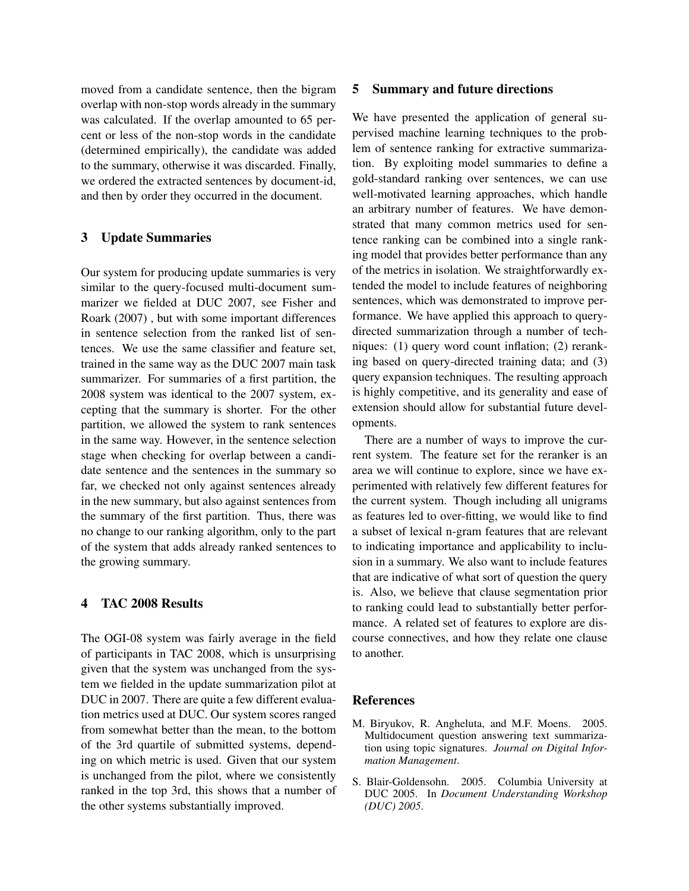moved from a candidate sentence, then the bigram overlap with non-stop words already in the summary was calculated. If the overlap amounted to 65 percent or less of the non-stop words in the candidate (determined empirically), the candidate was added to the summary, otherwise it was discarded. Finally, we ordered the extracted sentences by document-id, and then by order they occurred in the document.

## 3 Update Summaries

Our system for producing update summaries is very similar to the query-focused multi-document summarizer we fielded at DUC 2007, see Fisher and Roark (2007) , but with some important differences in sentence selection from the ranked list of sentences. We use the same classifier and feature set, trained in the same way as the DUC 2007 main task summarizer. For summaries of a first partition, the 2008 system was identical to the 2007 system, excepting that the summary is shorter. For the other partition, we allowed the system to rank sentences in the same way. However, in the sentence selection stage when checking for overlap between a candidate sentence and the sentences in the summary so far, we checked not only against sentences already in the new summary, but also against sentences from the summary of the first partition. Thus, there was no change to our ranking algorithm, only to the part of the system that adds already ranked sentences to the growing summary.

## 4 TAC 2008 Results

The OGI-08 system was fairly average in the field of participants in TAC 2008, which is unsurprising given that the system was unchanged from the system we fielded in the update summarization pilot at DUC in 2007. There are quite a few different evaluation metrics used at DUC. Our system scores ranged from somewhat better than the mean, to the bottom of the 3rd quartile of submitted systems, depending on which metric is used. Given that our system is unchanged from the pilot, where we consistently ranked in the top 3rd, this shows that a number of the other systems substantially improved.

## 5 Summary and future directions

We have presented the application of general supervised machine learning techniques to the problem of sentence ranking for extractive summarization. By exploiting model summaries to define a gold-standard ranking over sentences, we can use well-motivated learning approaches, which handle an arbitrary number of features. We have demonstrated that many common metrics used for sentence ranking can be combined into a single ranking model that provides better performance than any of the metrics in isolation. We straightforwardly extended the model to include features of neighboring sentences, which was demonstrated to improve performance. We have applied this approach to query-directed summarization through a number of techniques: (1) query word count inflation; (2) reranking based on query-directed training data; and (3) query expansion techniques. The resulting approach is highly competitive, and its generality and ease of extension should allow for substantial future developments.

There are a number of ways to improve the current system. The feature set for the reranker is an area we will continue to explore, since we have experimented with relatively few different features for the current system. Though including all unigrams as features led to over-fitting, we would like to find a subset of lexical n-gram features that are relevant to indicating importance and applicability to inclusion in a summary. We also want to include features that are indicative of what sort of question the query is. Also, we believe that clause segmentation prior to ranking could lead to substantially better performance. A related set of features to explore are discourse connectives, and how they relate one clause to another.

## References

M. Biryukov, R. Angheluta, and M.F. Moens. 2005. Multidocument question answering text summarization using topic signatures. *Journal on Digital Information Management*.

S. Blair-Goldensohn. 2005. Columbia University at DUC 2005. In *Document Understanding Workshop (DUC) 2005*.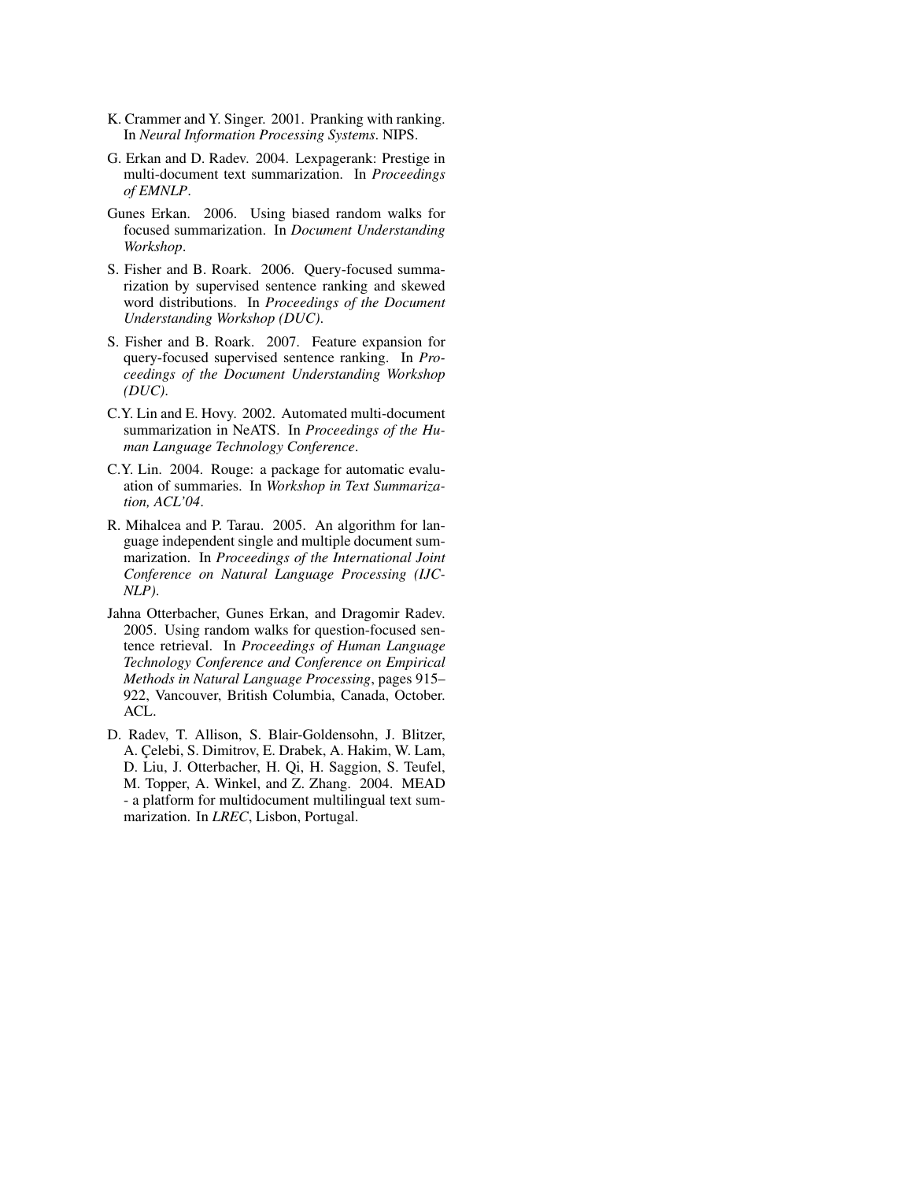K. Crammer and Y. Singer. 2001. Pranking with ranking. In *Neural Information Processing Systems*. NIPS.

G. Erkan and D. Radev. 2004. Lexpagerank: Prestige in multi-document text summarization. In *Proceedings of EMNLP*.

Gunes Erkan. 2006. Using biased random walks for focused summarization. In *Document Understanding Workshop*.

S. Fisher and B. Roark. 2006. Query-focused summarization by supervised sentence ranking and skewed word distributions. In *Proceedings of the Document Understanding Workshop (DUC)*.

S. Fisher and B. Roark. 2007. Feature expansion for query-focused supervised sentence ranking. In *Proceedings of the Document Understanding Workshop (DUC)*.

C.Y. Lin and E. Hovy. 2002. Automated multi-document summarization in NeATS. In *Proceedings of the Human Language Technology Conference*.

C.Y. Lin. 2004. Rouge: a package for automatic evaluation of summaries. In *Workshop in Text Summarization, ACL'04*.

R. Mihalcea and P. Tarau. 2005. An algorithm for language independent single and multiple document summarization. In *Proceedings of the International Joint Conference on Natural Language Processing (IJCNLP)*.

Jahna Otterbacher, Gunes Erkan, and Dragomir Radev. 2005. Using random walks for question-focused sentence retrieval. In *Proceedings of Human Language Technology Conference and Conference on Empirical Methods in Natural Language Processing*, pages 915–922, Vancouver, British Columbia, Canada, October. ACL.

D. Radev, T. Allison, S. Blair-Goldensohn, J. Blitzer, A. Çelebi, S. Dimitrov, E. Drabek, A. Hakim, W. Lam, D. Liu, J. Otterbacher, H. Qi, H. Saggion, S. Teufel, M. Topper, A. Winkel, and Z. Zhang. 2004. MEAD - a platform for multidocument multilingual text summarization. In *LREC*, Lisbon, Portugal.